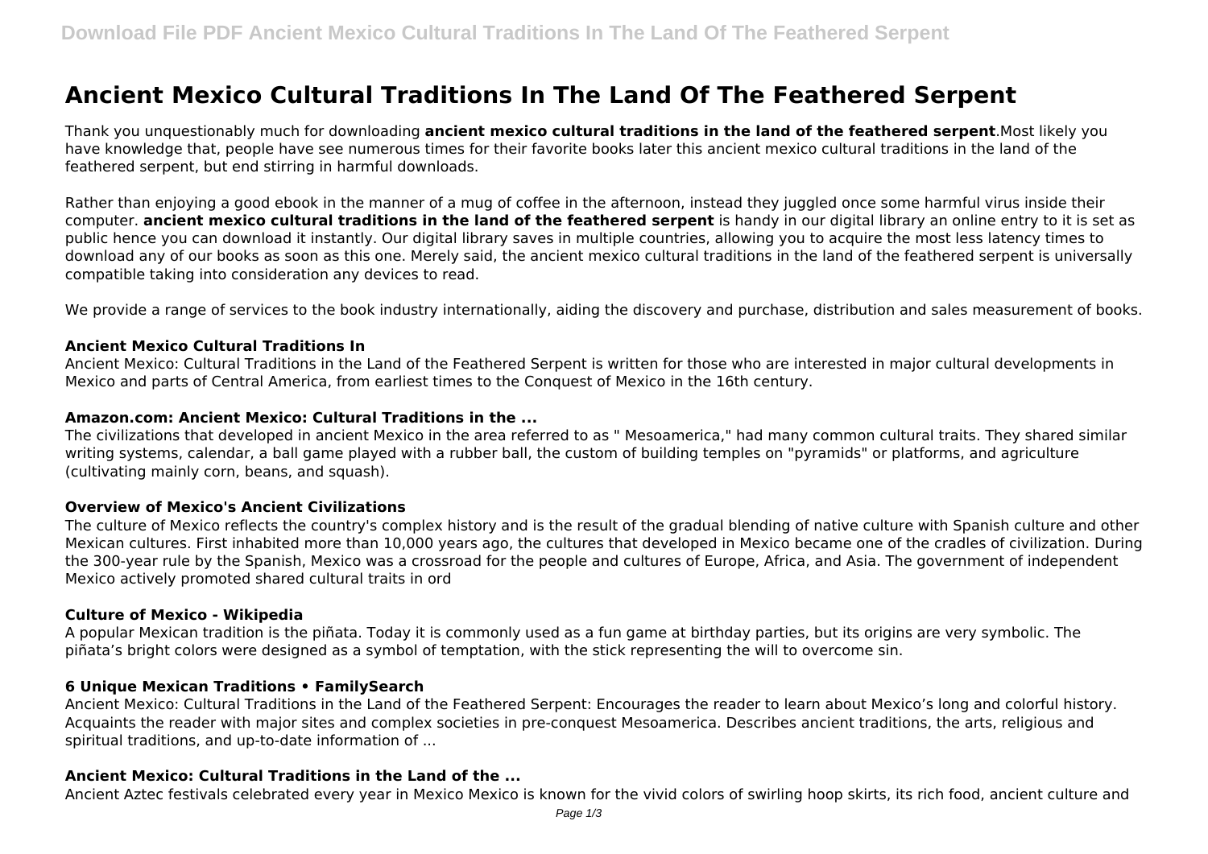# Ancient Mexico Cultural Traditions In The Land Of The Feathered Serpent

Thank you unquestionably much for downloading **ancient mexico cultural traditions in the land of the feathered serpent**.Most likely you have knowledge that, people have see numerous times for their favorite books later this ancient mexico cultural traditions in the land of the feathered serpent, but end stirring in harmful downloads.

Rather than enjoying a good ebook in the manner of a mug of coffee in the afternoon, instead they juggled once some harmful virus inside their computer. **ancient mexico cultural traditions in the land of the feathered serpent** is handy in our digital library an online entry to it is set as public hence you can download it instantly. Our digital library saves in multiple countries, allowing you to acquire the most less latency times to download any of our books as soon as this one. Merely said, the ancient mexico cultural traditions in the land of the feathered serpent is universally compatible taking into consideration any devices to read.

We provide a range of services to the book industry internationally, aiding the discovery and purchase, distribution and sales measurement of books.

### Ancient Mexico Cultural Traditions In

Ancient Mexico: Cultural Traditions in the Land of the Feathered Serpent is written for those who are interested in major cultural developments in Mexico and parts of Central America, from earliest times to the Conquest of Mexico in the 16th century.

### Amazon.com: Ancient Mexico: Cultural Traditions in the ...

The civilizations that developed in ancient Mexico in the area referred to as " Mesoamerica," had many common cultural traits. They shared similar writing systems, calendar, a ball game played with a rubber ball, the custom of building temples on "pyramids" or platforms, and agriculture (cultivating mainly corn, beans, and squash).

### Overview of Mexico's Ancient Civilizations

The culture of Mexico reflects the country's complex history and is the result of the gradual blending of native culture with Spanish culture and other Mexican cultures. First inhabited more than 10,000 years ago, the cultures that developed in Mexico became one of the cradles of civilization. During the 300-year rule by the Spanish, Mexico was a crossroad for the people and cultures of Europe, Africa, and Asia. The government of independent Mexico actively promoted shared cultural traits in ord

### Culture of Mexico - Wikipedia

A popular Mexican tradition is the piñata. Today it is commonly used as a fun game at birthday parties, but its origins are very symbolic. The piñata's bright colors were designed as a symbol of temptation, with the stick representing the will to overcome sin.

### 6 Unique Mexican Traditions • FamilySearch

Ancient Mexico: Cultural Traditions in the Land of the Feathered Serpent: Encourages the reader to learn about Mexico's long and colorful history. Acquaints the reader with major sites and complex societies in pre-conquest Mesoamerica. Describes ancient traditions, the arts, religious and spiritual traditions, and up-to-date information of ...

### Ancient Mexico: Cultural Traditions in the Land of the ...

Ancient Aztec festivals celebrated every year in Mexico Mexico is known for the vivid colors of swirling hoop skirts, its rich food, ancient culture and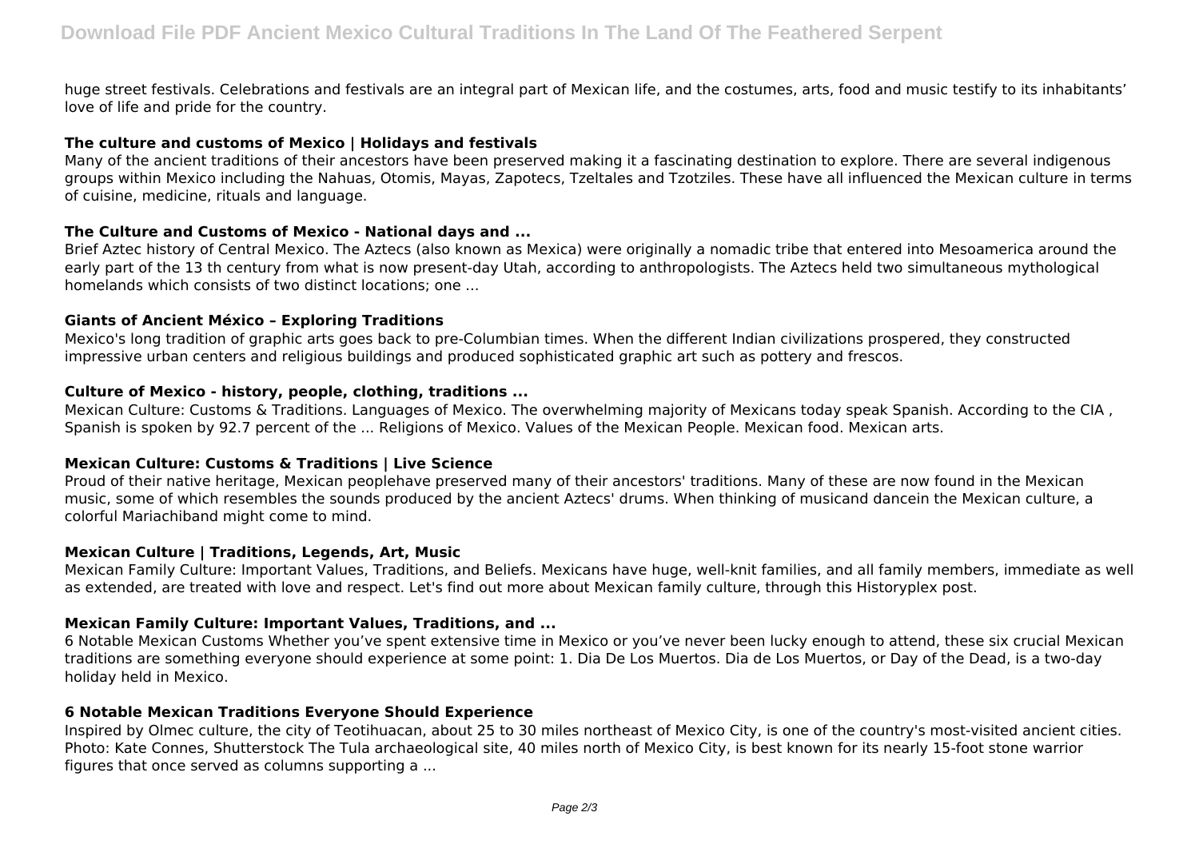huge street festivals. Celebrations and festivals are an integral part of Mexican life, and the costumes, arts, food and music testify to its inhabitants' love of life and pride for the country.

### The culture and customs of Mexico | Holidays and festivals

Many of the ancient traditions of their ancestors have been preserved making it a fascinating destination to explore. There are several indigenous groups within Mexico including the Nahuas, Otomis, Mayas, Zapotecs, Tzeltales and Tzotziles. These have all influenced the Mexican culture in terms of cuisine, medicine, rituals and language.

### The Culture and Customs of Mexico - National days and ...

Brief Aztec history of Central Mexico. The Aztecs (also known as Mexica) were originally a nomadic tribe that entered into Mesoamerica around the early part of the 13 th century from what is now present-day Utah, according to anthropologists. The Aztecs held two simultaneous mythological homelands which consists of two distinct locations; one ...

### Giants of Ancient México – Exploring Traditions

Mexico's long tradition of graphic arts goes back to pre-Columbian times. When the different Indian civilizations prospered, they constructed impressive urban centers and religious buildings and produced sophisticated graphic art such as pottery and frescos.

### Culture of Mexico - history, people, clothing, traditions ...

Mexican Culture: Customs & Traditions. Languages of Mexico. The overwhelming majority of Mexicans today speak Spanish. According to the CIA , Spanish is spoken by 92.7 percent of the ... Religions of Mexico. Values of the Mexican People. Mexican food. Mexican arts.

### Mexican Culture: Customs & Traditions | Live Science

Proud of their native heritage, Mexican peoplehave preserved many of their ancestors' traditions. Many of these are now found in the Mexican music, some of which resembles the sounds produced by the ancient Aztecs' drums. When thinking of musicand dancein the Mexican culture, a colorful Mariachiband might come to mind.

### Mexican Culture | Traditions, Legends, Art, Music

Mexican Family Culture: Important Values, Traditions, and Beliefs. Mexicans have huge, well-knit families, and all family members, immediate as well as extended, are treated with love and respect. Let's find out more about Mexican family culture, through this Historyplex post.

### Mexican Family Culture: Important Values, Traditions, and ...

6 Notable Mexican Customs Whether you've spent extensive time in Mexico or you've never been lucky enough to attend, these six crucial Mexican traditions are something everyone should experience at some point: 1. Dia De Los Muertos. Dia de Los Muertos, or Day of the Dead, is a two-day holiday held in Mexico.

### 6 Notable Mexican Traditions Everyone Should Experience

Inspired by Olmec culture, the city of Teotihuacan, about 25 to 30 miles northeast of Mexico City, is one of the country's most-visited ancient cities. Photo: Kate Connes, Shutterstock The Tula archaeological site, 40 miles north of Mexico City, is best known for its nearly 15-foot stone warrior figures that once served as columns supporting a ...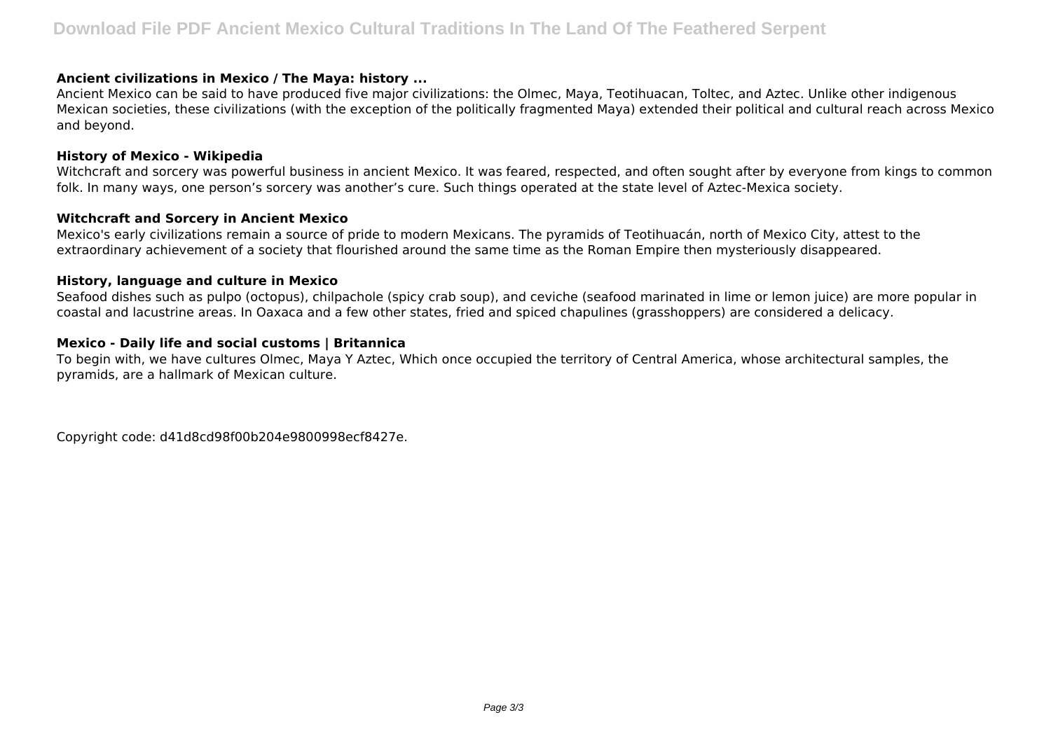**Ancient civilizations in Mexico / The Maya: history ...**

Ancient Mexico can be said to have produced five major civilizations: the Olmec, Maya, Teotihuacan, Toltec, and Aztec. Unlike other indigenous Mexican societies, these civilizations (with the exception of the politically fragmented Maya) extended their political and cultural reach across Mexico and beyond.

**History of Mexico - Wikipedia**

Witchcraft and sorcery was powerful business in ancient Mexico. It was feared, respected, and often sought after by everyone from kings to common folk. In many ways, one person's sorcery was another's cure. Such things operated at the state level of Aztec-Mexica society.

**Witchcraft and Sorcery in Ancient Mexico**

Mexico's early civilizations remain a source of pride to modern Mexicans. The pyramids of Teotihuacán, north of Mexico City, attest to the extraordinary achievement of a society that flourished around the same time as the Roman Empire then mysteriously disappeared.

**History, language and culture in Mexico**

Seafood dishes such as pulpo (octopus), chilpachole (spicy crab soup), and ceviche (seafood marinated in lime or lemon juice) are more popular in coastal and lacustrine areas. In Oaxaca and a few other states, fried and spiced chapulines (grasshoppers) are considered a delicacy.

**Mexico - Daily life and social customs | Britannica**

To begin with, we have cultures Olmec, Maya Y Aztec, Which once occupied the territory of Central America, whose architectural samples, the pyramids, are a hallmark of Mexican culture.

Copyright code: d41d8cd98f00b204e9800998ecf8427e.